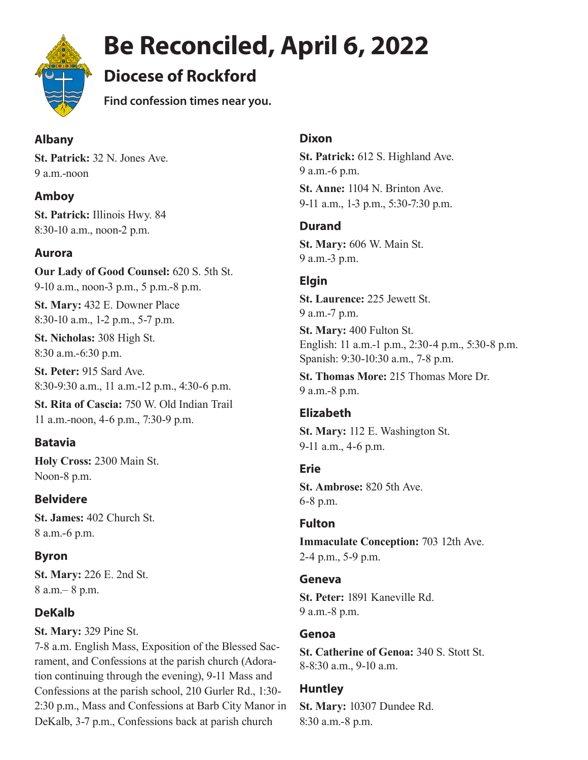# Be Reconciled, April 6, 2022

## Diocese of Rockford

**Find confession times near you.**

### Albany

**St. Patrick:** 32 N. Jones Ave.
9 a.m.-noon

### Amboy

**St. Patrick:** Illinois Hwy. 84
8:30-10 a.m., noon-2 p.m.

### Aurora

**Our Lady of Good Counsel:** 620 S. 5th St.
9-10 a.m., noon-3 p.m., 5 p.m.-8 p.m.

**St. Mary:** 432 E. Downer Place
8:30-10 a.m., 1-2 p.m., 5-7 p.m.

**St. Nicholas:** 308 High St.
8:30 a.m.-6:30 p.m.

**St. Peter:** 915 Sard Ave.
8:30-9:30 a.m., 11 a.m.-12 p.m., 4:30-6 p.m.

**St. Rita of Cascia:** 750 W. Old Indian Trail
11 a.m.-noon, 4-6 p.m., 7:30-9 p.m.

### Batavia

**Holy Cross:** 2300 Main St.
Noon-8 p.m.

### Belvidere

**St. James:** 402 Church St.
8 a.m.-6 p.m.

### Byron

**St. Mary:** 226 E. 2nd St.
8 a.m.– 8 p.m.

### DeKalb

**St. Mary:** 329 Pine St.
7-8 a.m. English Mass, Exposition of the Blessed Sacrament, and Confessions at the parish church (Adoration continuing through the evening), 9-11 Mass and Confessions at the parish school, 210 Gurler Rd., 1:30-2:30 p.m., Mass and Confessions at Barb City Manor in DeKalb, 3-7 p.m., Confessions back at parish church

### Dixon

**St. Patrick:** 612 S. Highland Ave.
9 a.m.-6 p.m.

**St. Anne:** 1104 N. Brinton Ave.
9-11 a.m., 1-3 p.m., 5:30-7:30 p.m.

### Durand

**St. Mary:** 606 W. Main St.
9 a.m.-3 p.m.

### Elgin

**St. Laurence:** 225 Jewett St.
9 a.m.-7 p.m.

**St. Mary:** 400 Fulton St.
English: 11 a.m.-1 p.m., 2:30-4 p.m., 5:30-8 p.m.
Spanish: 9:30-10:30 a.m., 7-8 p.m.

**St. Thomas More:** 215 Thomas More Dr.
9 a.m.-8 p.m.

### Elizabeth

**St. Mary:** 112 E. Washington St.
9-11 a.m., 4-6 p.m.

### Erie

**St. Ambrose:** 820 5th Ave.
6-8 p.m.

### Fulton

**Immaculate Conception:** 703 12th Ave.
2-4 p.m., 5-9 p.m.

### Geneva

**St. Peter:** 1891 Kaneville Rd.
9 a.m.-8 p.m.

### Genoa

**St. Catherine of Genoa:** 340 S. Stott St.
8-8:30 a.m., 9-10 a.m.

### Huntley

**St. Mary:** 10307 Dundee Rd.
8:30 a.m.-8 p.m.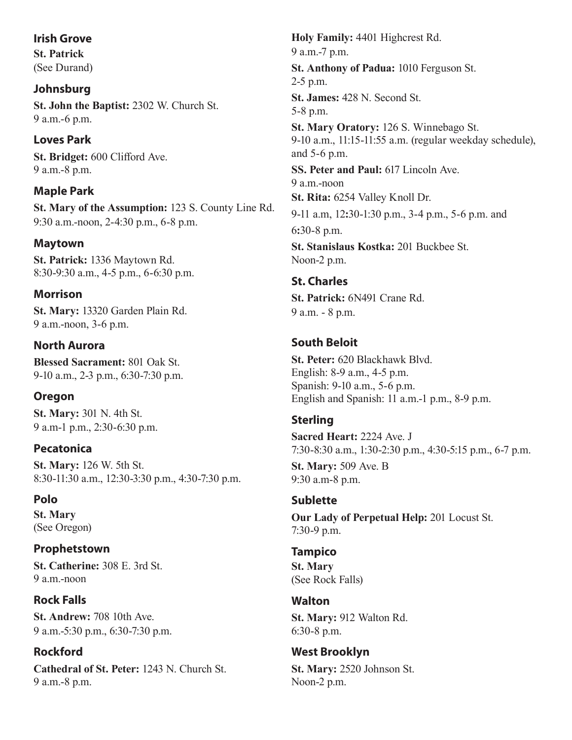### Irish Grove

**St. Patrick**
(See Durand)

### Johnsburg

**St. John the Baptist:** 2302 W. Church St.
9 a.m.-6 p.m.

### Loves Park

**St. Bridget:** 600 Clifford Ave.
9 a.m.-8 p.m.

### Maple Park

**St. Mary of the Assumption:** 123 S. County Line Rd.
9:30 a.m.-noon, 2-4:30 p.m., 6-8 p.m.

### Maytown

**St. Patrick:** 1336 Maytown Rd.
8:30-9:30 a.m., 4-5 p.m., 6-6:30 p.m.

### Morrison

**St. Mary:** 13320 Garden Plain Rd.
9 a.m.-noon, 3-6 p.m.

### North Aurora

**Blessed Sacrament:** 801 Oak St.
9-10 a.m., 2-3 p.m., 6:30-7:30 p.m.

### Oregon

**St. Mary:** 301 N. 4th St.
9 a.m-1 p.m., 2:30-6:30 p.m.

### Pecatonica

**St. Mary:** 126 W. 5th St.
8:30-11:30 a.m., 12:30-3:30 p.m., 4:30-7:30 p.m.

### Polo

**St. Mary**
(See Oregon)

### Prophetstown

**St. Catherine:** 308 E. 3rd St.
9 a.m.-noon

### Rock Falls

**St. Andrew:** 708 10th Ave.
9 a.m.-5:30 p.m., 6:30-7:30 p.m.

### Rockford

**Cathedral of St. Peter:** 1243 N. Church St.
9 a.m.-8 p.m.

**Holy Family:** 4401 Highcrest Rd.
9 a.m.-7 p.m.

**St. Anthony of Padua:** 1010 Ferguson St.
2-5 p.m.

**St. James:** 428 N. Second St.
5-8 p.m.

**St. Mary Oratory:** 126 S. Winnebago St.
9-10 a.m., 11:15-11:55 a.m. (regular weekday schedule), and 5-6 p.m.

**SS. Peter and Paul:** 617 Lincoln Ave.
9 a.m.-noon

**St. Rita:** 6254 Valley Knoll Dr.
9-11 a.m, 12:30-1:30 p.m., 3-4 p.m., 5-6 p.m. and 6:30-8 p.m.

**St. Stanislaus Kostka:** 201 Buckbee St.
Noon-2 p.m.

### St. Charles

**St. Patrick:** 6N491 Crane Rd.
9 a.m. - 8 p.m.

### South Beloit

**St. Peter:** 620 Blackhawk Blvd.
English: 8-9 a.m., 4-5 p.m.
Spanish: 9-10 a.m., 5-6 p.m.
English and Spanish: 11 a.m.-1 p.m., 8-9 p.m.

### Sterling

**Sacred Heart:** 2224 Ave. J
7:30-8:30 a.m., 1:30-2:30 p.m., 4:30-5:15 p.m., 6-7 p.m.

**St. Mary:** 509 Ave. B
9:30 a.m-8 p.m.

### Sublette

**Our Lady of Perpetual Help:** 201 Locust St.
7:30-9 p.m.

### Tampico

**St. Mary**
(See Rock Falls)

### Walton

**St. Mary:** 912 Walton Rd.
6:30-8 p.m.

### West Brooklyn

**St. Mary:** 2520 Johnson St.
Noon-2 p.m.